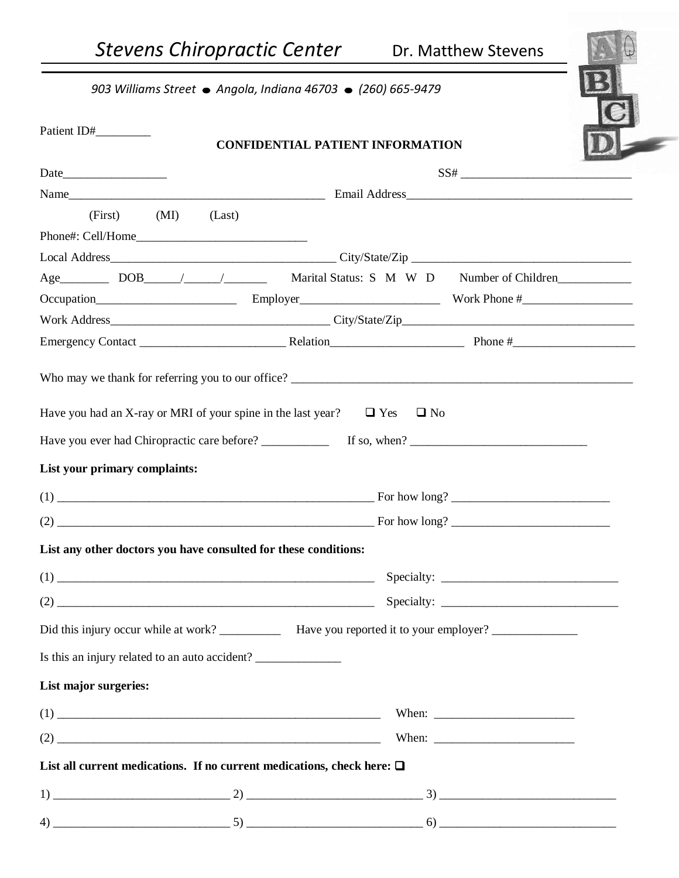# *Stevens Chiropractic Center* Dr. Matthew Stevens

*903 Williams Street • Angola, Indiana 46703 • (260) 665-9479*

Patient ID#_________

**CONFIDENTIAL PATIENT INFORMATION**

Date_________________ SS# ___________________________

Name__________________________________________ Email Address____________________________________

(First) (MI) (Last)

Phone#: Cell/Home____________________________

Local Address_____________________________________ City/State/Zip ___________________________________

Age________ DOB______/______/_______ Marital Status: S M W D Number of Children____________

Occupation_______________________ Employer_______________________ Work Phone #__________________

Work Address_____________________________________ City/State/Zip______________________________________

Emergency Contact ________________________ Relation______________________ Phone #____________________

Who may we thank for referring you to our office? ________________________________________________________

Have you had an X-ray or MRI of your spine in the last year? ❑ Yes ❑ No

Have you ever had Chiropractic care before? ___________ If so, when? _____________________________

**List your primary complaints:**

(1) ______________________________________________________ For how long? __________________________

(2) ______________________________________________________ For how long? __________________________

**List any other doctors you have consulted for these conditions:**

(1) ______________________________________________________ Specialty: ______________________________

(2) ______________________________________________________ Specialty: ______________________________

Did this injury occur while at work? __________ Have you reported it to your employer? ______________

Is this an injury related to an auto accident? ______________

**List major surgeries:**

(1) _______________________________________________________ When: _______________________

(2) _______________________________________________________ When: _______________________

**List all current medications. If no current medications, check here: ❑**

1) _____________________________ 2) _____________________________ 3) _____________________________

4) _____________________________ 5) _____________________________ 6) _____________________________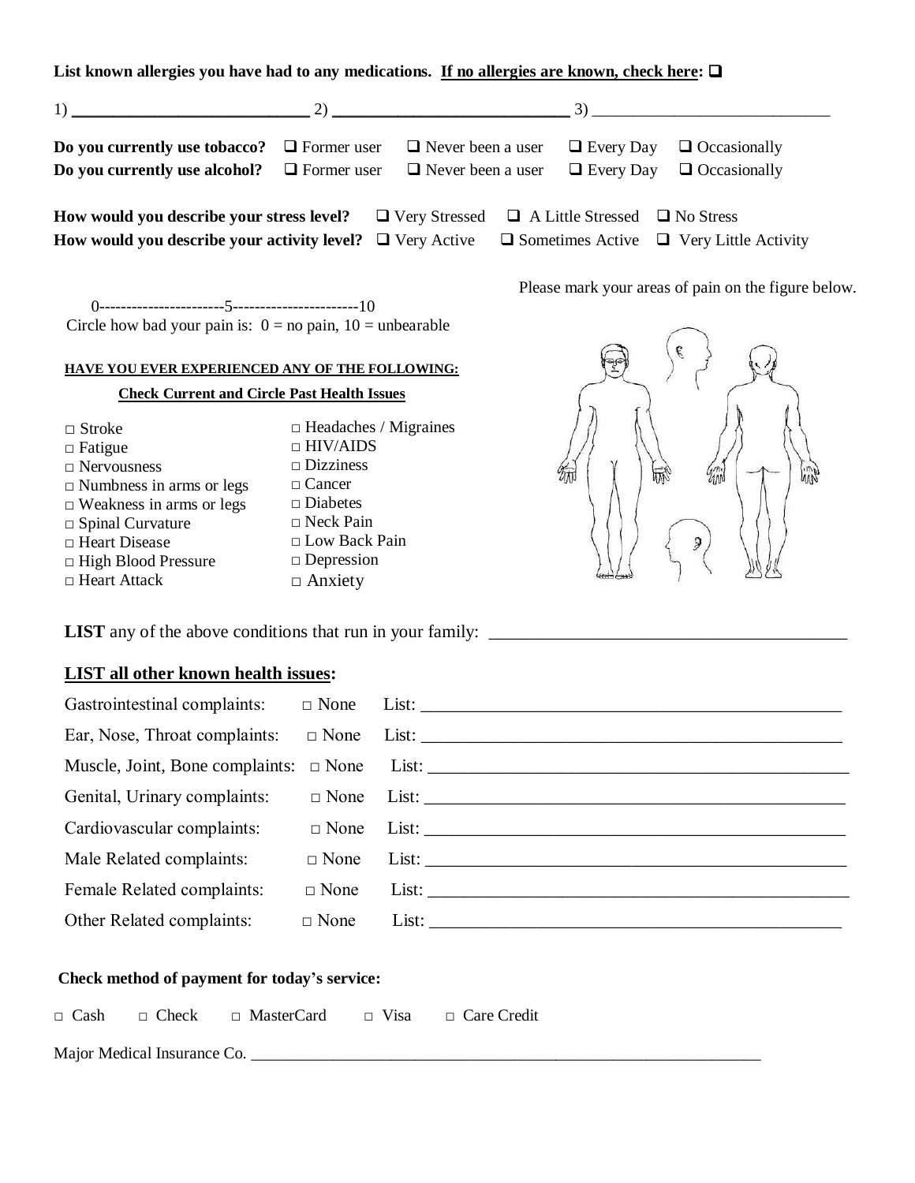**List known allergies you have had to any medications. If no allergies are known, check here: ❑**

1) ____________________________ 2) ____________________________ 3) ____________________________

**Do you currently use tobacco?** ❑ Former user ❑ Never been a user ❑ Every Day ❑ Occasionally

**Do you currently use alcohol?** ❑ Former user ❑ Never been a user ❑ Every Day ❑ Occasionally

**How would you describe your stress level?** ❑ Very Stressed ❑ A Little Stressed ❑ No Stress

**How would you describe your activity level?** ❑ Very Active ❑ Sometimes Active ❑ Very Little Activity

Please mark your areas of pain on the figure below.

0-----------------------5-----------------------10

Circle how bad your pain is: 0 = no pain, 10 = unbearable

**HAVE YOU EVER EXPERIENCED ANY OF THE FOLLOWING:**

**Check Current and Circle Past Health Issues**

□ Stroke
□ Fatigue
□ Nervousness
□ Numbness in arms or legs
□ Weakness in arms or legs
□ Spinal Curvature
□ Heart Disease
□ High Blood Pressure
□ Heart Attack
□ Headaches / Migraines
□ HIV/AIDS
□ Dizziness
□ Cancer
□ Diabetes
□ Neck Pain
□ Low Back Pain
□ Depression
□ Anxiety

**LIST** any of the above conditions that run in your family: ________________________________________

**LIST all other known health issues:**

| | | |
|---|---|---|
| Gastrointestinal complaints: | □ None | List: ____________________ |
| Ear, Nose, Throat complaints: | □ None | List: ____________________ |
| Muscle, Joint, Bone complaints: | □ None | List: ____________________ |
| Genital, Urinary complaints: | □ None | List: ____________________ |
| Cardiovascular complaints: | □ None | List: ____________________ |
| Male Related complaints: | □ None | List: ____________________ |
| Female Related complaints: | □ None | List: ____________________ |
| Other Related complaints: | □ None | List: ____________________ |

**Check method of payment for today's service:**

□ Cash □ Check □ MasterCard □ Visa □ Care Credit

Major Medical Insurance Co. ____________________________________________________________